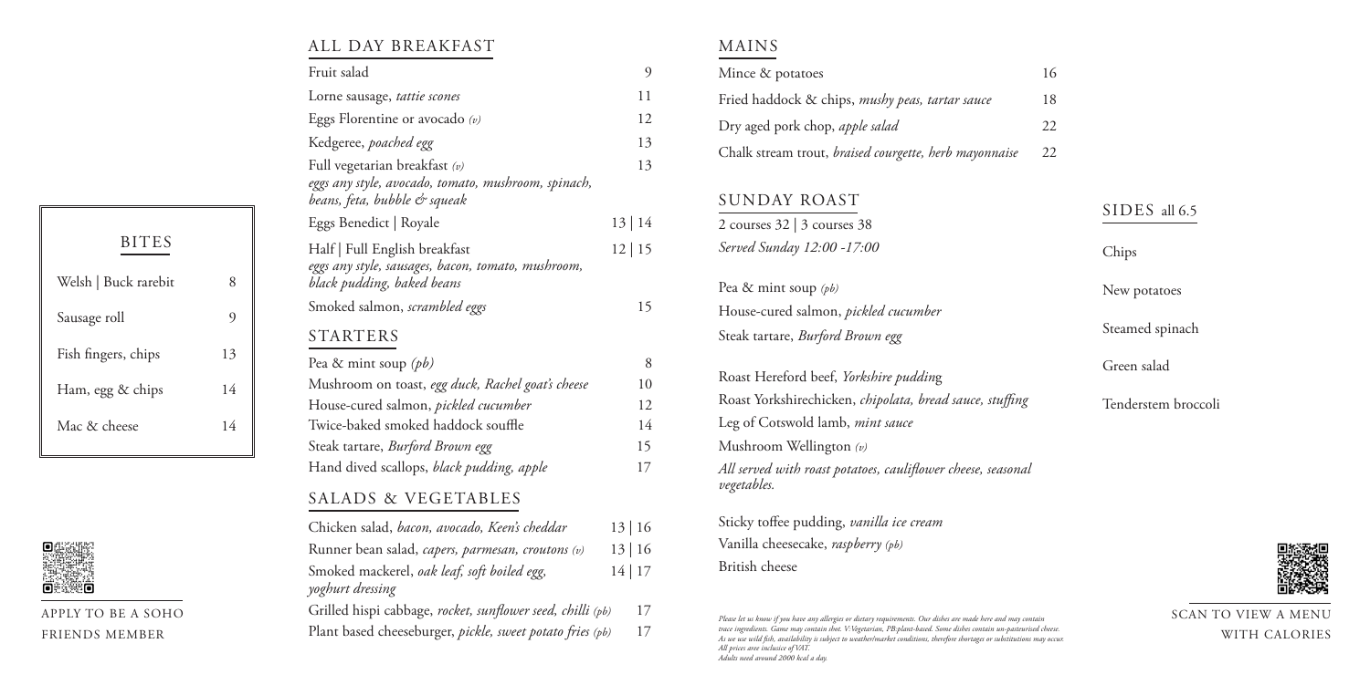## BITES

| | |
|---|---|
| Welsh \| Buck rarebit | 8 |
| Sausage roll | 9 |
| Fish fingers, chips | 13 |
| Ham, egg & chips | 14 |
| Mac & cheese | 14 |

APPLY TO BE A SOHO FRIENDS MEMBER

## ALL DAY BREAKFAST

| | |
|---|---|
| Fruit salad | 9 |
| Lorne sausage, *tattie scones* | 11 |
| Eggs Florentine or avocado *(v)* | 12 |
| Kedgeree, *poached egg* | 13 |
| Full vegetarian breakfast *(v)* *eggs any style, avocado, tomato, mushroom, spinach, beans, feta, bubble & squeak* | 13 |
| Eggs Benedict \| Royale | 13 \| 14 |
| Half \| Full English breakfast *eggs any style, sausages, bacon, tomato, mushroom, black pudding, baked beans* | 12 \| 15 |
| Smoked salmon, *scrambled eggs* | 15 |

## STARTERS

| | |
|---|---|
| Pea & mint soup *(pb)* | 8 |
| Mushroom on toast, *egg duck, Rachel goat's cheese* | 10 |
| House-cured salmon, *pickled cucumber* | 12 |
| Twice-baked smoked haddock soufflé | 14 |
| Steak tartare, *Burford Brown egg* | 15 |
| Hand dived scallops, *black pudding, apple* | 17 |

## SALADS & VEGETABLES

| | |
|---|---|
| Chicken salad, *bacon, avocado, Keen's cheddar* | 13 \| 16 |
| Runner bean salad, *capers, parmesan, croutons (v)* | 13 \| 16 |
| Smoked mackerel, *oak leaf, soft boiled egg, yoghurt dressing* | 14 \| 17 |
| Grilled hispi cabbage, *rocket, sunflower seed, chilli (pb)* | 17 |
| Plant based cheeseburger, *pickle, sweet potato fries (pb)* | 17 |

## MAINS

| | |
|---|---|
| Mince & potatoes | 16 |
| Fried haddock & chips, *mushy peas, tartar sauce* | 18 |
| Dry aged pork chop, *apple salad* | 22 |
| Chalk stream trout, *braised courgette, herb mayonnaise* | 22 |

## SUNDAY ROAST

2 courses 32 | 3 courses 38

*Served Sunday 12:00 -17:00*

Pea & mint soup *(pb)*
House-cured salmon, *pickled cucumber*
Steak tartare, *Burford Brown egg*

Roast Hereford beef, *Yorkshire pudding*
Roast Yorkshirechicken, *chipolata, bread sauce, stuffing*
Leg of Cotswold lamb, *mint sauce*
Mushroom Wellington *(v)*

*All served with roast potatoes, cauliflower cheese, seasonal vegetables.*

Sticky toffee pudding, *vanilla ice cream*
Vanilla cheesecake, *raspberry (pb)*
British cheese

*Please let us know if you have any allergies or dietary requirements. Our dishes are made here and may contain trace ingredients. Game may contain shot. V:Vegetarian, PB:plant-based. Some dishes contain un-pasteurised cheese. As we use wild fish, availability is subject to weather/market conditions, therefore shortages or substitutions may occur. All prices aree inclusive of VAT. Adults need around 2000 kcal a day.*

## SIDES all 6.5

Chips
New potatoes
Steamed spinach
Green salad
Tenderstem broccoli

SCAN TO VIEW A MENU WITH CALORIES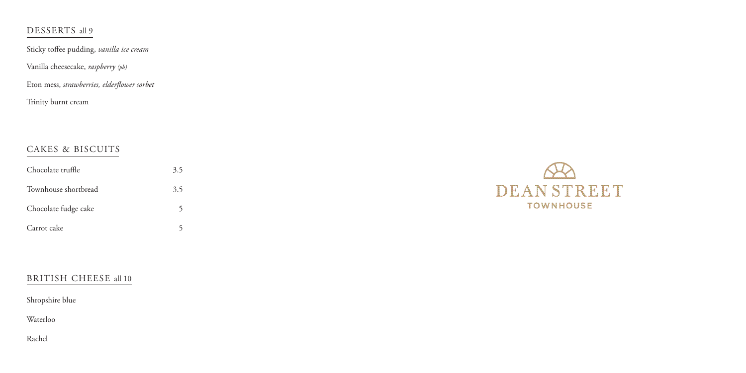## DESSERTS all 9

Sticky toffee pudding, *vanilla ice cream*

Vanilla cheesecake, *raspberry (pb)*

Eton mess, *strawberries, elderflower sorbet*

Trinity burnt cream

## CAKES & BISCUITS

| | |
|---|---|
| Chocolate truffle | 3.5 |
| Townhouse shortbread | 3.5 |
| Chocolate fudge cake | 5 |
| Carrot cake | 5 |

## BRITISH CHEESE all 10

Shropshire blue

Waterloo

Rachel

DEAN STREET
TOWNHOUSE